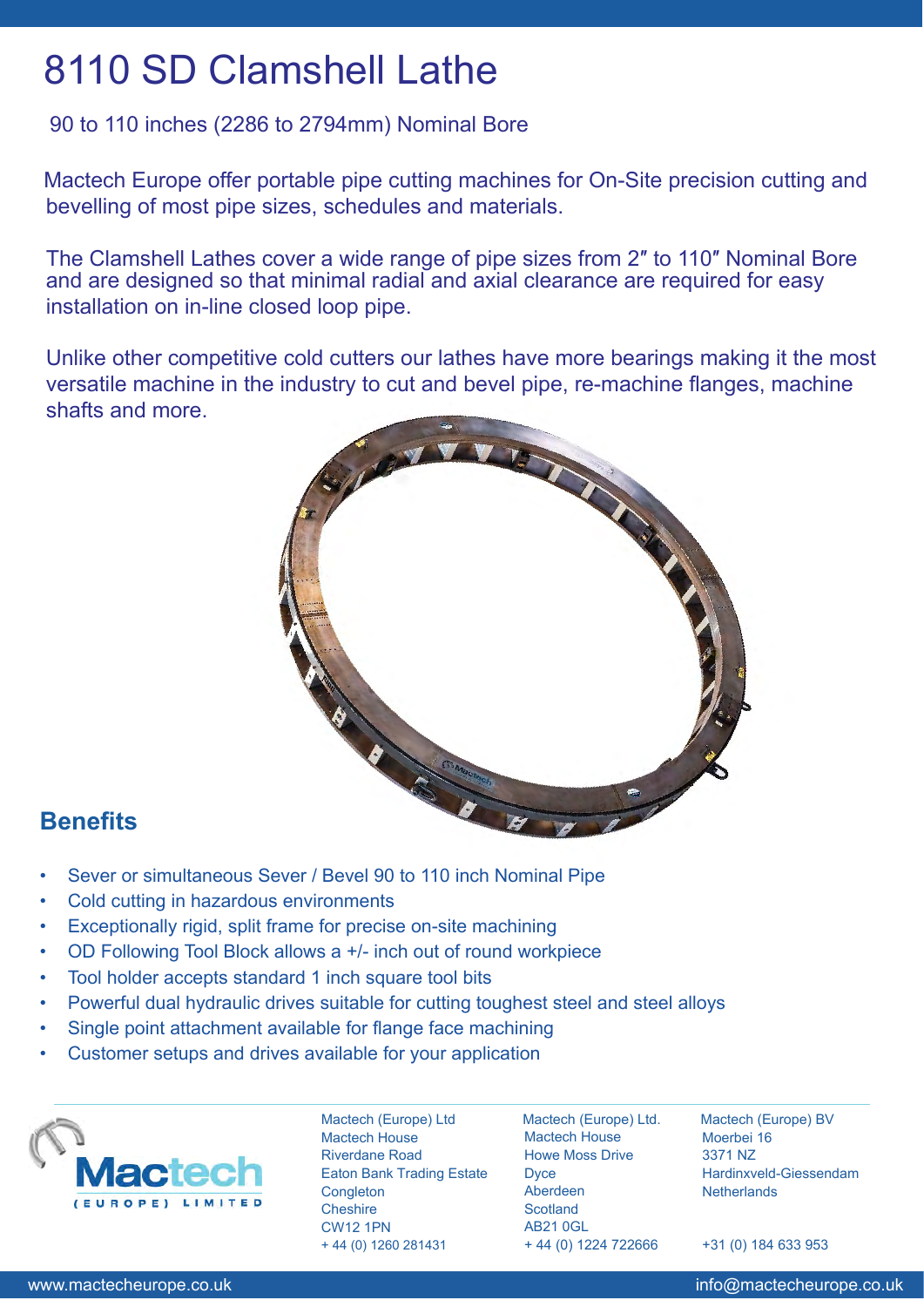# 8110 SD Clamshell Lathe

90 to 110 inches (2286 to 2794mm) Nominal Bore

Mactech Europe offer portable pipe cutting machines for On-Site precision cutting and bevelling of most pipe sizes, schedules and materials.

The Clamshell Lathes cover a wide range of pipe sizes from 2″ to 110″ Nominal Bore and are designed so that minimal radial and axial clearance are required for easy installation on in-line closed loop pipe.

Unlike other competitive cold cutters our lathes have more bearings making it the most versatile machine in the industry to cut and bevel pipe, re-machine flanges, machine shafts and more.

## Benefits

- Sever or simultaneous Sever / Bevel 90 to 110 inch Nominal Pipe
- Cold cutting in hazardous environments
- Exceptionally rigid, split frame for precise on-site machining
- OD Following Tool Block allows a +/- inch out of round workpiece
- Tool holder accepts standard 1 inch square tool bits
- Powerful dual hydraulic drives suitable for cutting toughest steel and steel alloys
- Single point attachment available for flange face machining
- Customer setups and drives available for your application

Mactech (EUROPE) LIMITED

Mactech (Europe) Ltd
Mactech House
Riverdane Road
Eaton Bank Trading Estate
Congleton
Cheshire
CW12 1PN
+ 44 (0) 1260 281431

Mactech (Europe) Ltd.
Mactech House
Howe Moss Drive
Dyce
Aberdeen
Scotland
AB21 0GL
+ 44 (0) 1224 722666

Mactech (Europe) BV
Moerbei 16
3371 NZ
Hardinxveld-Giessendam
Netherlands
+31 (0) 184 633 953

www.mactecheurope.co.uk
info@mactecheurope.co.uk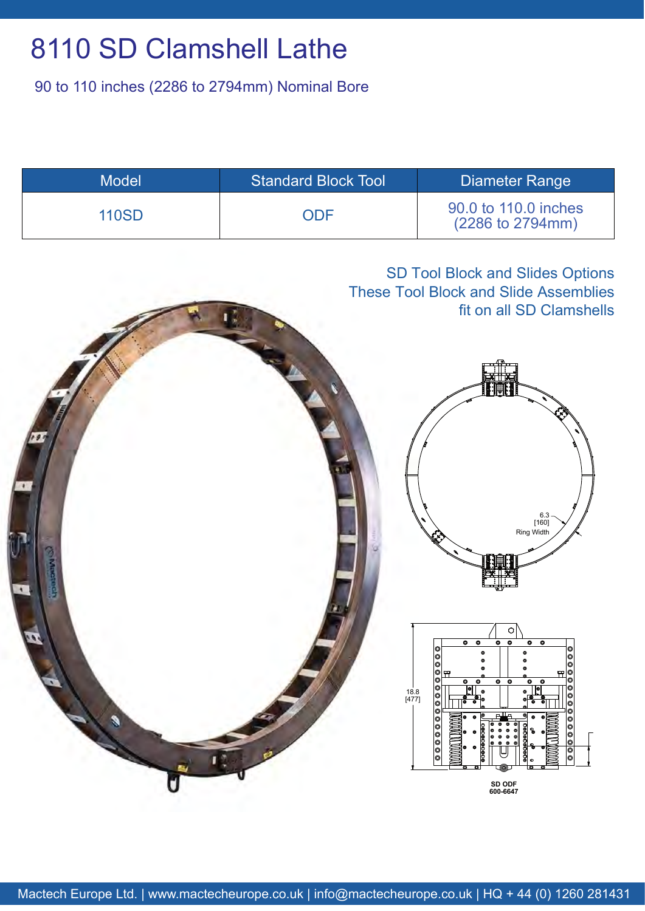# 8110 SD Clamshell Lathe

90 to 110 inches (2286 to 2794mm) Nominal Bore

| Model | Standard Block Tool | Diameter Range |
|---|---|---|
| 110SD | ODF | 90.0 to 110.0 inches (2286 to 2794mm) |

SD Tool Block and Slides Options
These Tool Block and Slide Assemblies fit on all SD Clamshells

6.3 [160] Ring Width

18.8 [477]

SD ODF
600-6647

Mactech Europe Ltd. | www.mactecheurope.co.uk | info@mactecheurope.co.uk | HQ + 44 (0) 1260 281431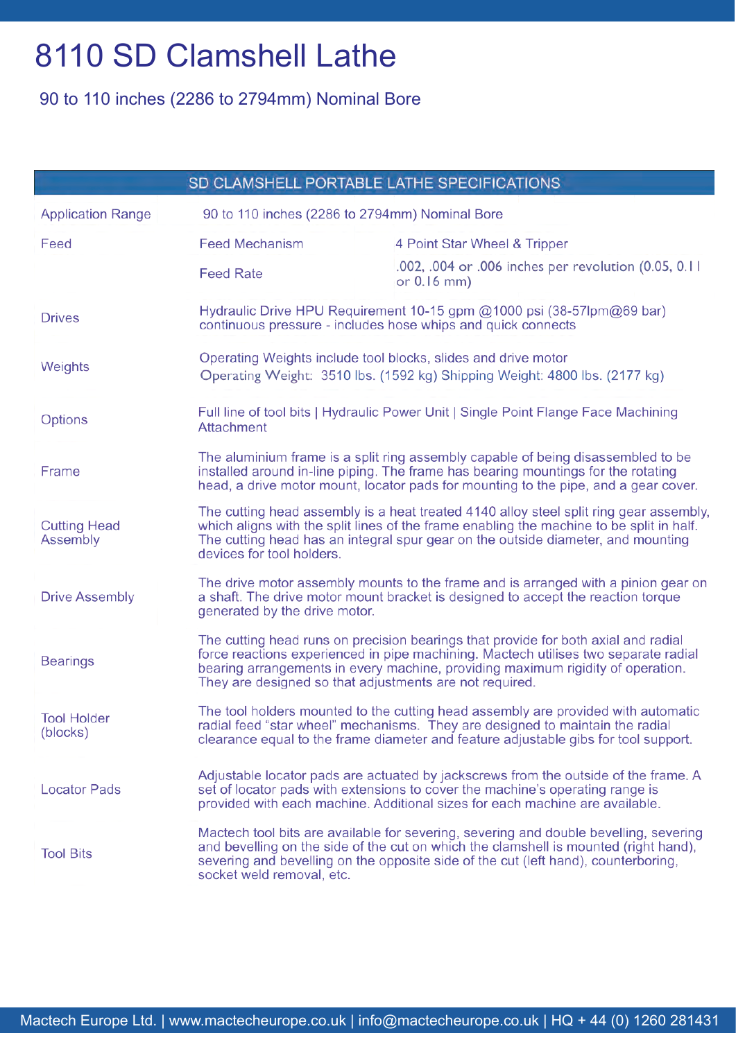# 8110 SD Clamshell Lathe

90 to 110 inches (2286 to 2794mm) Nominal Bore

| SD CLAMSHELL PORTABLE LATHE SPECIFICATIONS | | |
|---|---|---|
| Application Range | 90 to 110 inches (2286 to 2794mm) Nominal Bore | |
| Feed | Feed Mechanism | 4 Point Star Wheel & Tripper |
| | Feed Rate | .002, .004 or .006 inches per revolution (0.05, 0.11 or 0.16 mm) |
| Drives | Hydraulic Drive HPU Requirement 10-15 gpm @1000 psi (38-57lpm@69 bar) continuous pressure - includes hose whips and quick connects | |
| Weights | Operating Weights include tool blocks, slides and drive motor<br>Operating Weight: 3510 lbs. (1592 kg) Shipping Weight: 4800 lbs. (2177 kg) | |
| Options | Full line of tool bits \| Hydraulic Power Unit \| Single Point Flange Face Machining Attachment | |
| Frame | The aluminium frame is a split ring assembly capable of being disassembled to be installed around in-line piping. The frame has bearing mountings for the rotating head, a drive motor mount, locator pads for mounting to the pipe, and a gear cover. | |
| Cutting Head Assembly | The cutting head assembly is a heat treated 4140 alloy steel split ring gear assembly, which aligns with the split lines of the frame enabling the machine to be split in half. The cutting head has an integral spur gear on the outside diameter, and mounting devices for tool holders. | |
| Drive Assembly | The drive motor assembly mounts to the frame and is arranged with a pinion gear on a shaft. The drive motor mount bracket is designed to accept the reaction torque generated by the drive motor. | |
| Bearings | The cutting head runs on precision bearings that provide for both axial and radial force reactions experienced in pipe machining. Mactech utilises two separate radial bearing arrangements in every machine, providing maximum rigidity of operation. They are designed so that adjustments are not required. | |
| Tool Holder (blocks) | The tool holders mounted to the cutting head assembly are provided with automatic radial feed "star wheel" mechanisms. They are designed to maintain the radial clearance equal to the frame diameter and feature adjustable gibs for tool support. | |
| Locator Pads | Adjustable locator pads are actuated by jackscrews from the outside of the frame. A set of locator pads with extensions to cover the machine's operating range is provided with each machine. Additional sizes for each machine are available. | |
| Tool Bits | Mactech tool bits are available for severing, severing and double bevelling, severing and bevelling on the side of the cut on which the clamshell is mounted (right hand), severing and bevelling on the opposite side of the cut (left hand), counterboring, socket weld removal, etc. | |

Mactech Europe Ltd. | www.mactecheurope.co.uk | info@mactecheurope.co.uk | HQ + 44 (0) 1260 281431